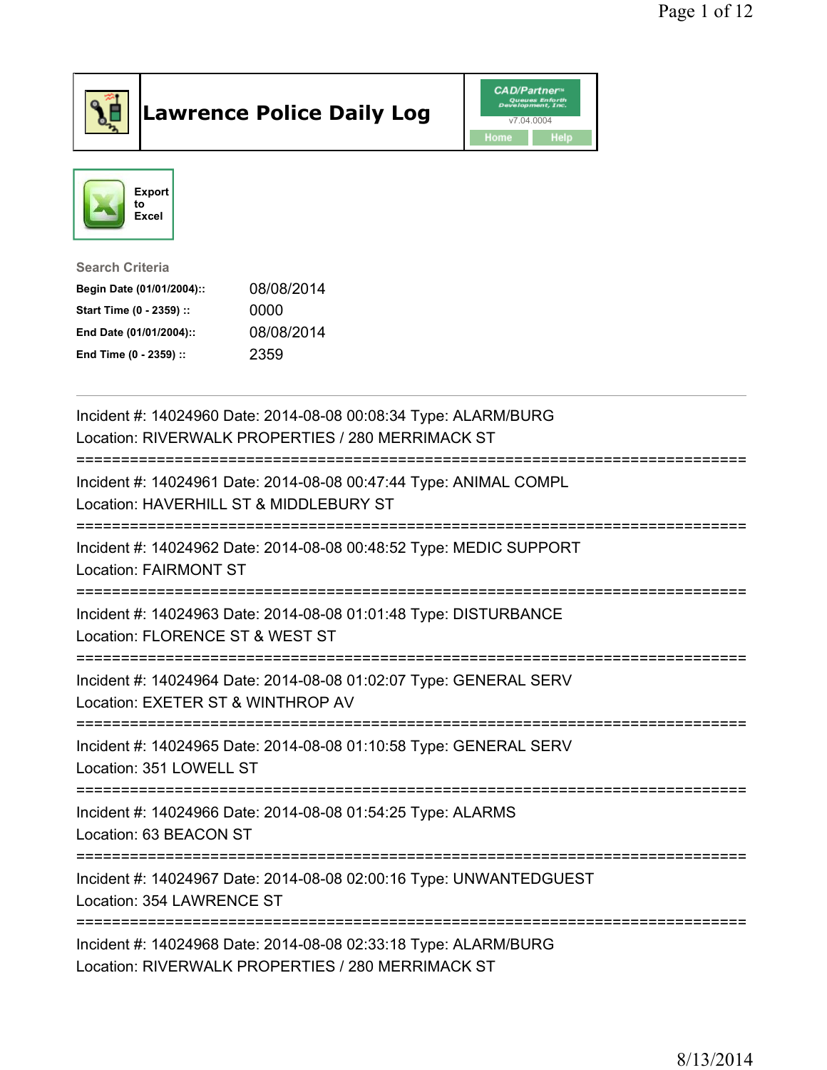# Lawrence Police Daily Log

CAD/Partner v7.04.0004

Home Help

Export to Excel

**Search Criteria**

| | |
|---|---|
| **Begin Date (01/01/2004)::** | 08/08/2014 |
| **Start Time (0 - 2359) ::** | 0000 |
| **End Date (01/01/2004)::** | 08/08/2014 |
| **End Time (0 - 2359) ::** | 2359 |

---

Incident #: 14024960 Date: 2014-08-08 00:08:34 Type: ALARM/BURG
Location: RIVERWALK PROPERTIES / 280 MERRIMACK ST

===========================================================================

Incident #: 14024961 Date: 2014-08-08 00:47:44 Type: ANIMAL COMPL
Location: HAVERHILL ST & MIDDLEBURY ST

===========================================================================

Incident #: 14024962 Date: 2014-08-08 00:48:52 Type: MEDIC SUPPORT
Location: FAIRMONT ST

===========================================================================

Incident #: 14024963 Date: 2014-08-08 01:01:48 Type: DISTURBANCE
Location: FLORENCE ST & WEST ST

===========================================================================

Incident #: 14024964 Date: 2014-08-08 01:02:07 Type: GENERAL SERV
Location: EXETER ST & WINTHROP AV

===========================================================================

Incident #: 14024965 Date: 2014-08-08 01:10:58 Type: GENERAL SERV
Location: 351 LOWELL ST

===========================================================================

Incident #: 14024966 Date: 2014-08-08 01:54:25 Type: ALARMS
Location: 63 BEACON ST

===========================================================================

Incident #: 14024967 Date: 2014-08-08 02:00:16 Type: UNWANTEDGUEST
Location: 354 LAWRENCE ST

===========================================================================

Incident #: 14024968 Date: 2014-08-08 02:33:18 Type: ALARM/BURG
Location: RIVERWALK PROPERTIES / 280 MERRIMACK ST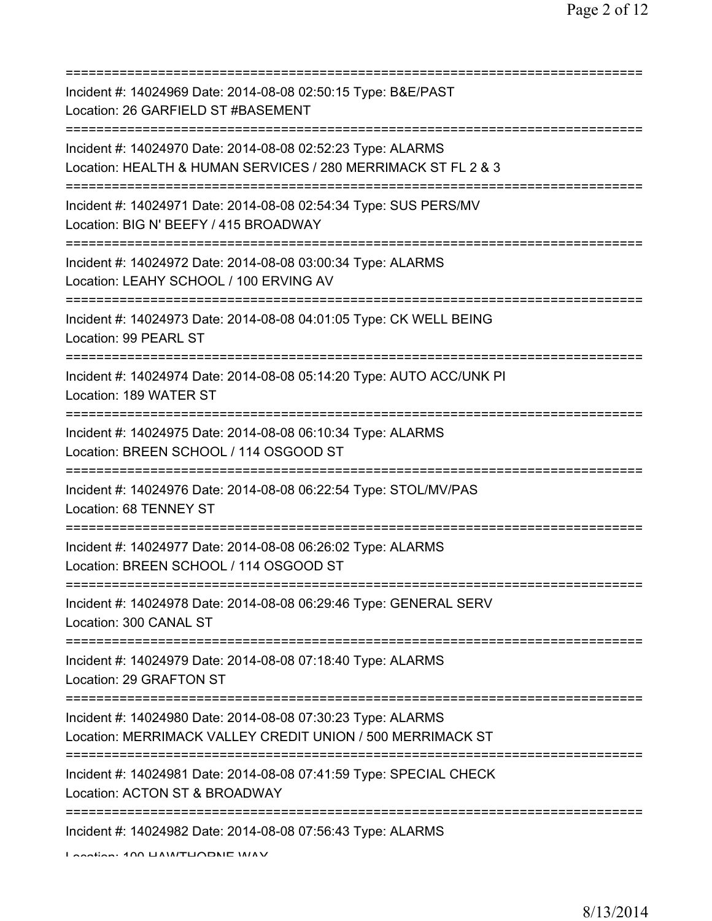===========================================================================

Incident #: 14024969 Date: 2014-08-08 02:50:15 Type: B&E/PAST
Location: 26 GARFIELD ST #BASEMENT

===========================================================================

Incident #: 14024970 Date: 2014-08-08 02:52:23 Type: ALARMS
Location: HEALTH & HUMAN SERVICES / 280 MERRIMACK ST FL 2 & 3

===========================================================================

Incident #: 14024971 Date: 2014-08-08 02:54:34 Type: SUS PERS/MV
Location: BIG N' BEEFY / 415 BROADWAY

===========================================================================

Incident #: 14024972 Date: 2014-08-08 03:00:34 Type: ALARMS
Location: LEAHY SCHOOL / 100 ERVING AV

===========================================================================

Incident #: 14024973 Date: 2014-08-08 04:01:05 Type: CK WELL BEING
Location: 99 PEARL ST

===========================================================================

Incident #: 14024974 Date: 2014-08-08 05:14:20 Type: AUTO ACC/UNK PI
Location: 189 WATER ST

===========================================================================

Incident #: 14024975 Date: 2014-08-08 06:10:34 Type: ALARMS
Location: BREEN SCHOOL / 114 OSGOOD ST

===========================================================================

Incident #: 14024976 Date: 2014-08-08 06:22:54 Type: STOL/MV/PAS
Location: 68 TENNEY ST

===========================================================================

Incident #: 14024977 Date: 2014-08-08 06:26:02 Type: ALARMS
Location: BREEN SCHOOL / 114 OSGOOD ST

===========================================================================

Incident #: 14024978 Date: 2014-08-08 06:29:46 Type: GENERAL SERV
Location: 300 CANAL ST

===========================================================================

Incident #: 14024979 Date: 2014-08-08 07:18:40 Type: ALARMS
Location: 29 GRAFTON ST

===========================================================================

Incident #: 14024980 Date: 2014-08-08 07:30:23 Type: ALARMS
Location: MERRIMACK VALLEY CREDIT UNION / 500 MERRIMACK ST

===========================================================================

Incident #: 14024981 Date: 2014-08-08 07:41:59 Type: SPECIAL CHECK
Location: ACTON ST & BROADWAY

===========================================================================

Incident #: 14024982 Date: 2014-08-08 07:56:43 Type: ALARMS
Location: 100 HAWTHORNE WAY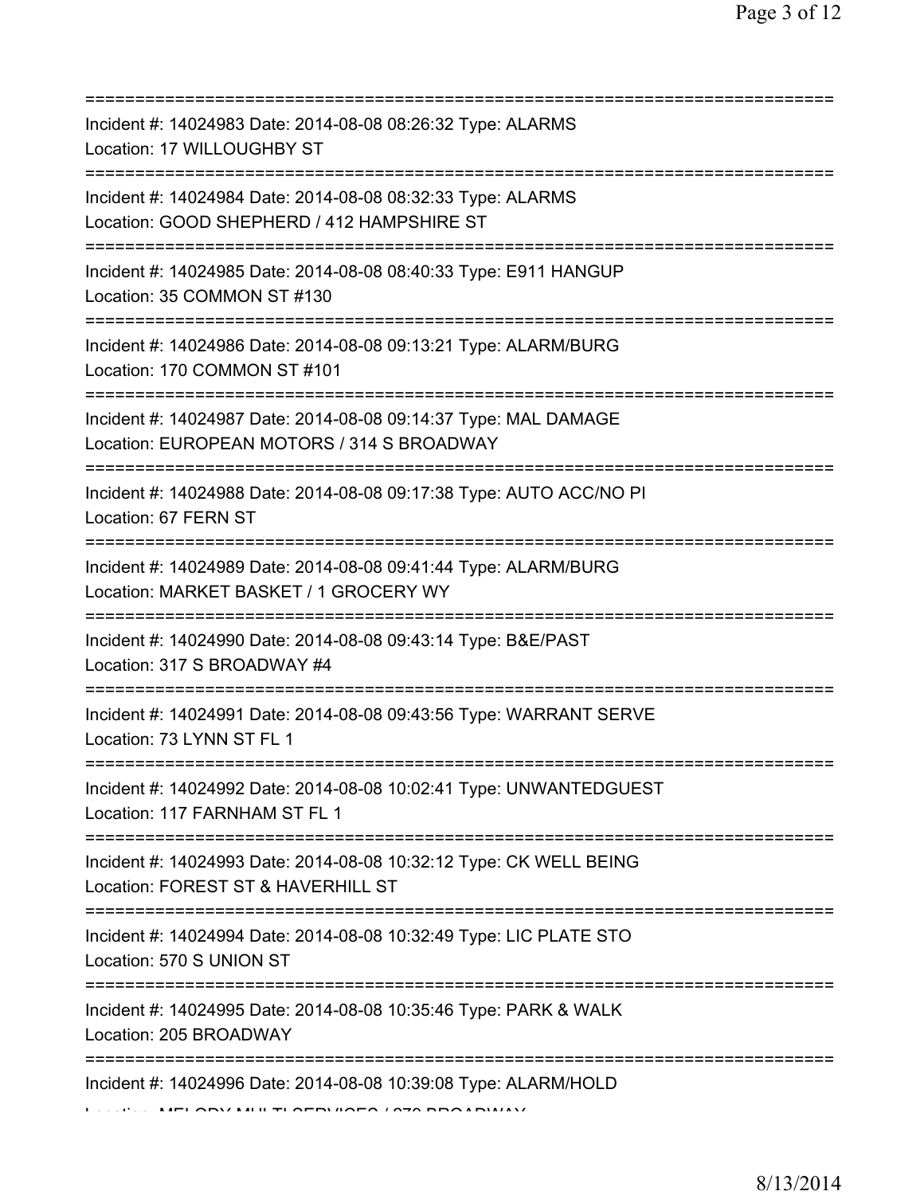===========================================================================

Incident #: 14024983 Date: 2014-08-08 08:26:32 Type: ALARMS
Location: 17 WILLOUGHBY ST

===========================================================================

Incident #: 14024984 Date: 2014-08-08 08:32:33 Type: ALARMS
Location: GOOD SHEPHERD / 412 HAMPSHIRE ST

===========================================================================

Incident #: 14024985 Date: 2014-08-08 08:40:33 Type: E911 HANGUP
Location: 35 COMMON ST #130

===========================================================================

Incident #: 14024986 Date: 2014-08-08 09:13:21 Type: ALARM/BURG
Location: 170 COMMON ST #101

===========================================================================

Incident #: 14024987 Date: 2014-08-08 09:14:37 Type: MAL DAMAGE
Location: EUROPEAN MOTORS / 314 S BROADWAY

===========================================================================

Incident #: 14024988 Date: 2014-08-08 09:17:38 Type: AUTO ACC/NO PI
Location: 67 FERN ST

===========================================================================

Incident #: 14024989 Date: 2014-08-08 09:41:44 Type: ALARM/BURG
Location: MARKET BASKET / 1 GROCERY WY

===========================================================================

Incident #: 14024990 Date: 2014-08-08 09:43:14 Type: B&E/PAST
Location: 317 S BROADWAY #4

===========================================================================

Incident #: 14024991 Date: 2014-08-08 09:43:56 Type: WARRANT SERVE
Location: 73 LYNN ST FL 1

===========================================================================

Incident #: 14024992 Date: 2014-08-08 10:02:41 Type: UNWANTEDGUEST
Location: 117 FARNHAM ST FL 1

===========================================================================

Incident #: 14024993 Date: 2014-08-08 10:32:12 Type: CK WELL BEING
Location: FOREST ST & HAVERHILL ST

===========================================================================

Incident #: 14024994 Date: 2014-08-08 10:32:49 Type: LIC PLATE STO
Location: 570 S UNION ST

===========================================================================

Incident #: 14024995 Date: 2014-08-08 10:35:46 Type: PARK & WALK
Location: 205 BROADWAY

===========================================================================

Incident #: 14024996 Date: 2014-08-08 10:39:08 Type: ALARM/HOLD
Location: MELODY MULTI SERVICES / 270 BROADWAY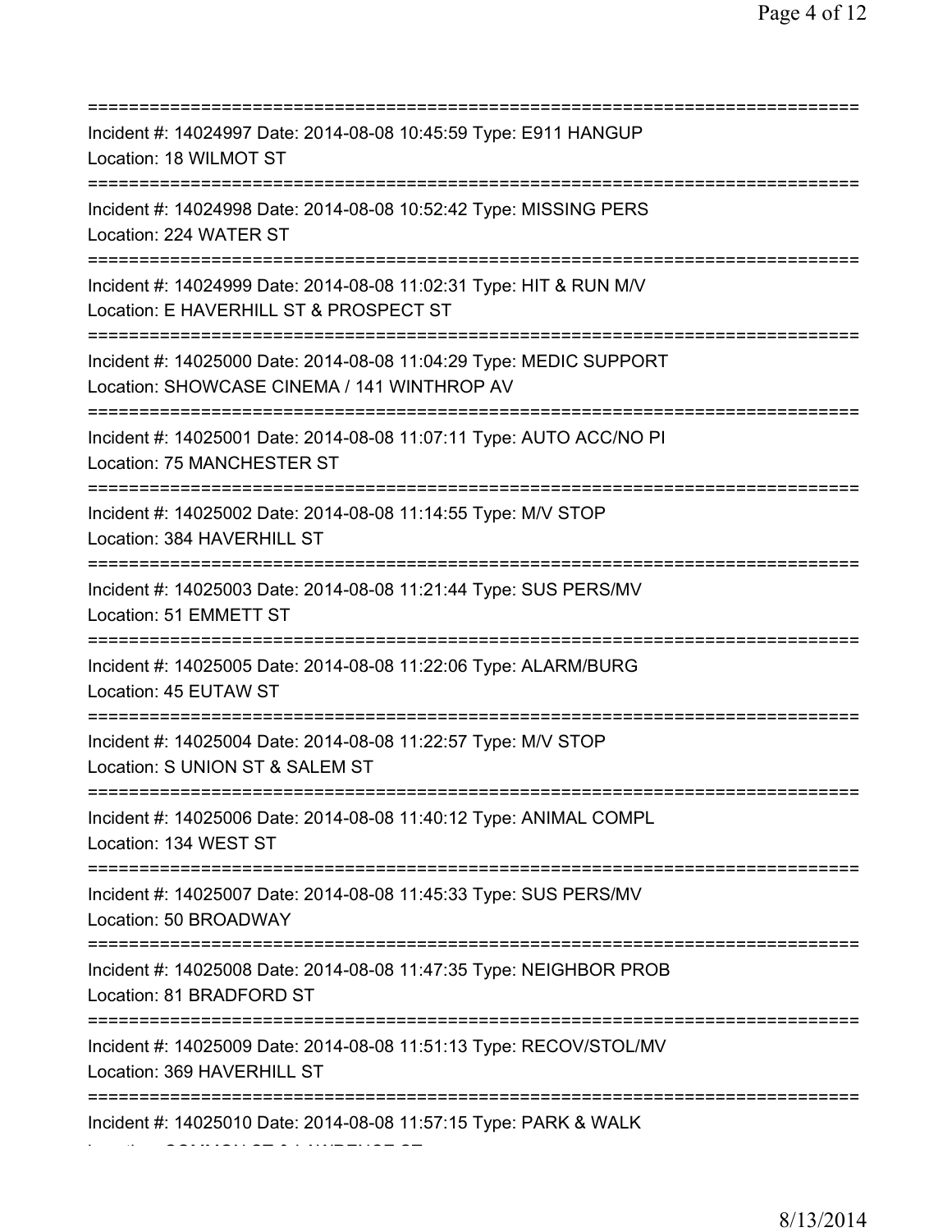===========================================================================
Incident #: 14024997 Date: 2014-08-08 10:45:59 Type: E911 HANGUP
Location: 18 WILMOT ST
===========================================================================
Incident #: 14024998 Date: 2014-08-08 10:52:42 Type: MISSING PERS
Location: 224 WATER ST
===========================================================================
Incident #: 14024999 Date: 2014-08-08 11:02:31 Type: HIT & RUN M/V
Location: E HAVERHILL ST & PROSPECT ST
===========================================================================
Incident #: 14025000 Date: 2014-08-08 11:04:29 Type: MEDIC SUPPORT
Location: SHOWCASE CINEMA / 141 WINTHROP AV
===========================================================================
Incident #: 14025001 Date: 2014-08-08 11:07:11 Type: AUTO ACC/NO PI
Location: 75 MANCHESTER ST
===========================================================================
Incident #: 14025002 Date: 2014-08-08 11:14:55 Type: M/V STOP
Location: 384 HAVERHILL ST
===========================================================================
Incident #: 14025003 Date: 2014-08-08 11:21:44 Type: SUS PERS/MV
Location: 51 EMMETT ST
===========================================================================
Incident #: 14025005 Date: 2014-08-08 11:22:06 Type: ALARM/BURG
Location: 45 EUTAW ST
===========================================================================
Incident #: 14025004 Date: 2014-08-08 11:22:57 Type: M/V STOP
Location: S UNION ST & SALEM ST
===========================================================================
Incident #: 14025006 Date: 2014-08-08 11:40:12 Type: ANIMAL COMPL
Location: 134 WEST ST
===========================================================================
Incident #: 14025007 Date: 2014-08-08 11:45:33 Type: SUS PERS/MV
Location: 50 BROADWAY
===========================================================================
Incident #: 14025008 Date: 2014-08-08 11:47:35 Type: NEIGHBOR PROB
Location: 81 BRADFORD ST
===========================================================================
Incident #: 14025009 Date: 2014-08-08 11:51:13 Type: RECOV/STOL/MV
Location: 369 HAVERHILL ST
===========================================================================
Incident #: 14025010 Date: 2014-08-08 11:57:15 Type: PARK & WALK
Location: COMMON ST & LAWRENCE ST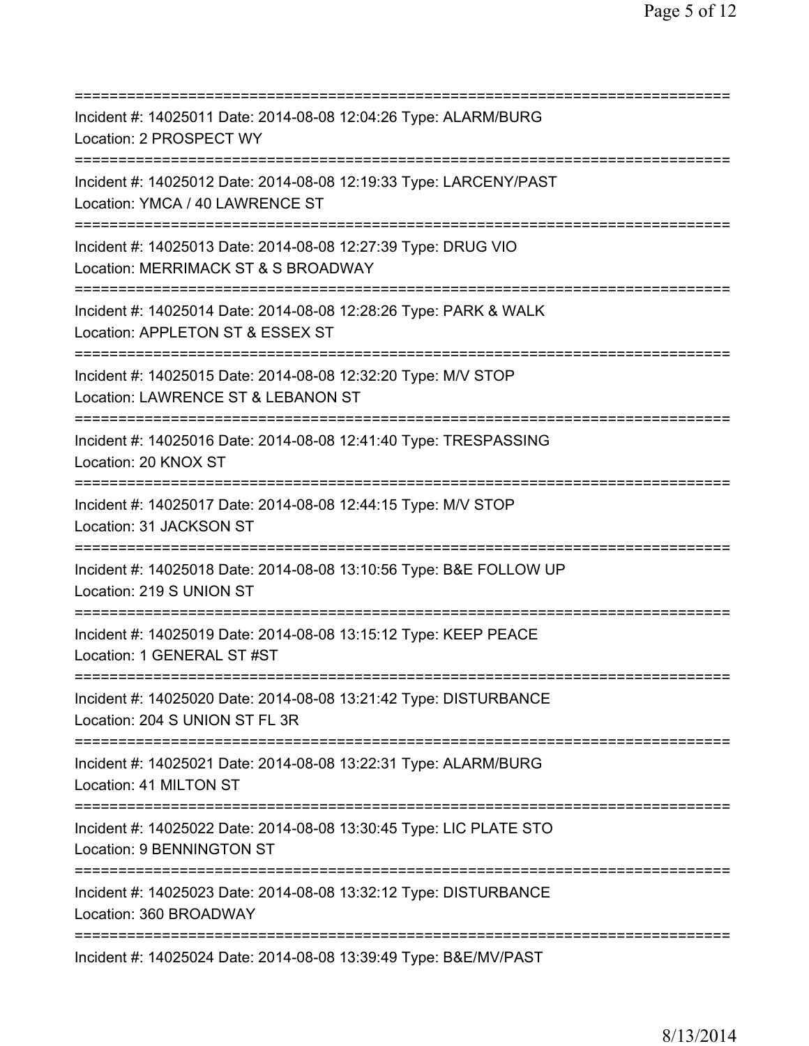===========================================================================
Incident #: 14025011 Date: 2014-08-08 12:04:26 Type: ALARM/BURG
Location: 2 PROSPECT WY
===========================================================================
Incident #: 14025012 Date: 2014-08-08 12:19:33 Type: LARCENY/PAST
Location: YMCA / 40 LAWRENCE ST
===========================================================================
Incident #: 14025013 Date: 2014-08-08 12:27:39 Type: DRUG VIO
Location: MERRIMACK ST & S BROADWAY
===========================================================================
Incident #: 14025014 Date: 2014-08-08 12:28:26 Type: PARK & WALK
Location: APPLETON ST & ESSEX ST
===========================================================================
Incident #: 14025015 Date: 2014-08-08 12:32:20 Type: M/V STOP
Location: LAWRENCE ST & LEBANON ST
===========================================================================
Incident #: 14025016 Date: 2014-08-08 12:41:40 Type: TRESPASSING
Location: 20 KNOX ST
===========================================================================
Incident #: 14025017 Date: 2014-08-08 12:44:15 Type: M/V STOP
Location: 31 JACKSON ST
===========================================================================
Incident #: 14025018 Date: 2014-08-08 13:10:56 Type: B&E FOLLOW UP
Location: 219 S UNION ST
===========================================================================
Incident #: 14025019 Date: 2014-08-08 13:15:12 Type: KEEP PEACE
Location: 1 GENERAL ST #ST
===========================================================================
Incident #: 14025020 Date: 2014-08-08 13:21:42 Type: DISTURBANCE
Location: 204 S UNION ST FL 3R
===========================================================================
Incident #: 14025021 Date: 2014-08-08 13:22:31 Type: ALARM/BURG
Location: 41 MILTON ST
===========================================================================
Incident #: 14025022 Date: 2014-08-08 13:30:45 Type: LIC PLATE STO
Location: 9 BENNINGTON ST
===========================================================================
Incident #: 14025023 Date: 2014-08-08 13:32:12 Type: DISTURBANCE
Location: 360 BROADWAY
===========================================================================
Incident #: 14025024 Date: 2014-08-08 13:39:49 Type: B&E/MV/PAST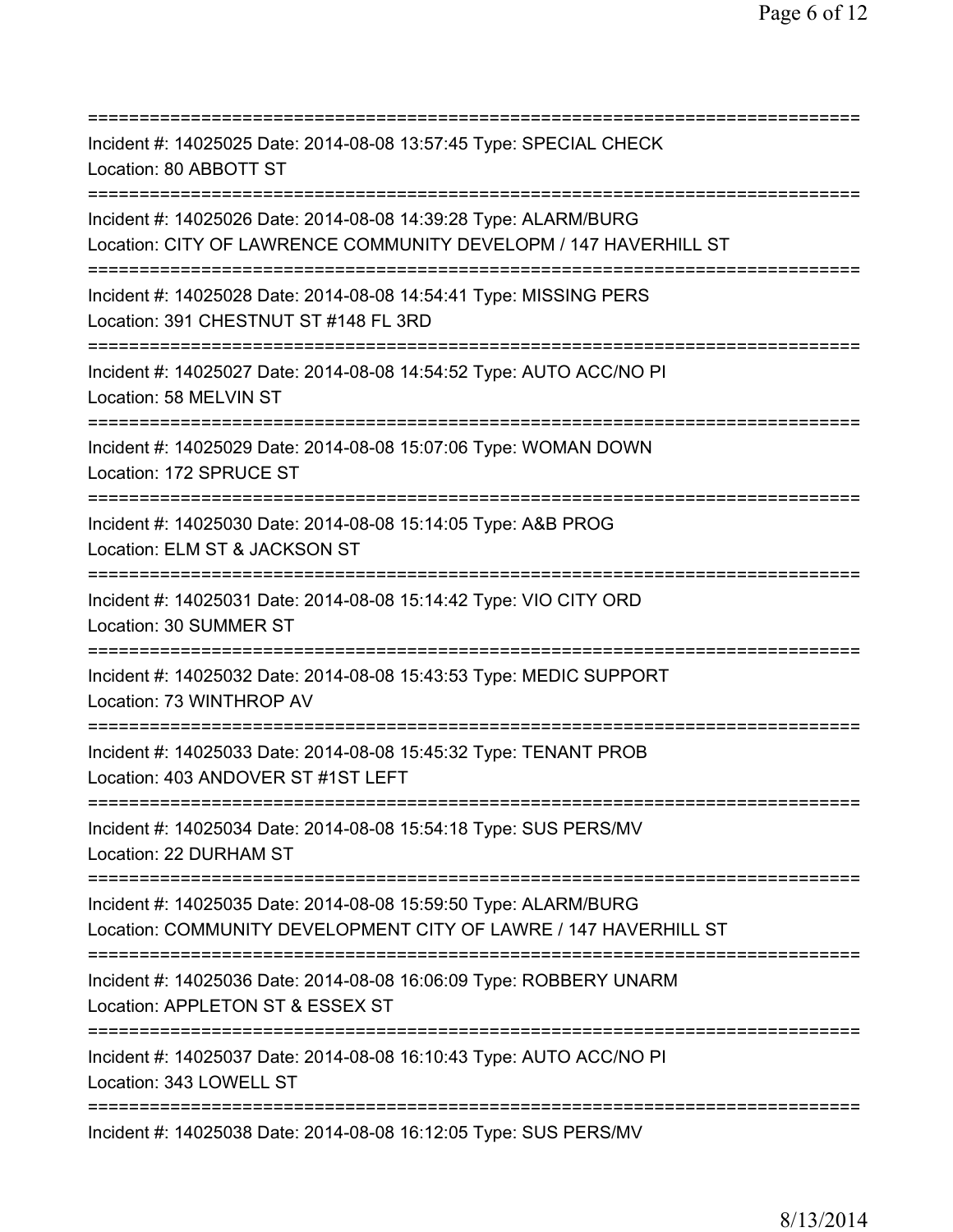===========================================================================
Incident #: 14025025 Date: 2014-08-08 13:57:45 Type: SPECIAL CHECK
Location: 80 ABBOTT ST
===========================================================================
Incident #: 14025026 Date: 2014-08-08 14:39:28 Type: ALARM/BURG
Location: CITY OF LAWRENCE COMMUNITY DEVELOPM / 147 HAVERHILL ST
===========================================================================
Incident #: 14025028 Date: 2014-08-08 14:54:41 Type: MISSING PERS
Location: 391 CHESTNUT ST #148 FL 3RD
===========================================================================
Incident #: 14025027 Date: 2014-08-08 14:54:52 Type: AUTO ACC/NO PI
Location: 58 MELVIN ST
===========================================================================
Incident #: 14025029 Date: 2014-08-08 15:07:06 Type: WOMAN DOWN
Location: 172 SPRUCE ST
===========================================================================
Incident #: 14025030 Date: 2014-08-08 15:14:05 Type: A&B PROG
Location: ELM ST & JACKSON ST
===========================================================================
Incident #: 14025031 Date: 2014-08-08 15:14:42 Type: VIO CITY ORD
Location: 30 SUMMER ST
===========================================================================
Incident #: 14025032 Date: 2014-08-08 15:43:53 Type: MEDIC SUPPORT
Location: 73 WINTHROP AV
===========================================================================
Incident #: 14025033 Date: 2014-08-08 15:45:32 Type: TENANT PROB
Location: 403 ANDOVER ST #1ST LEFT
===========================================================================
Incident #: 14025034 Date: 2014-08-08 15:54:18 Type: SUS PERS/MV
Location: 22 DURHAM ST
===========================================================================
Incident #: 14025035 Date: 2014-08-08 15:59:50 Type: ALARM/BURG
Location: COMMUNITY DEVELOPMENT CITY OF LAWRE / 147 HAVERHILL ST
===========================================================================
Incident #: 14025036 Date: 2014-08-08 16:06:09 Type: ROBBERY UNARM
Location: APPLETON ST & ESSEX ST
===========================================================================
Incident #: 14025037 Date: 2014-08-08 16:10:43 Type: AUTO ACC/NO PI
Location: 343 LOWELL ST
===========================================================================
Incident #: 14025038 Date: 2014-08-08 16:12:05 Type: SUS PERS/MV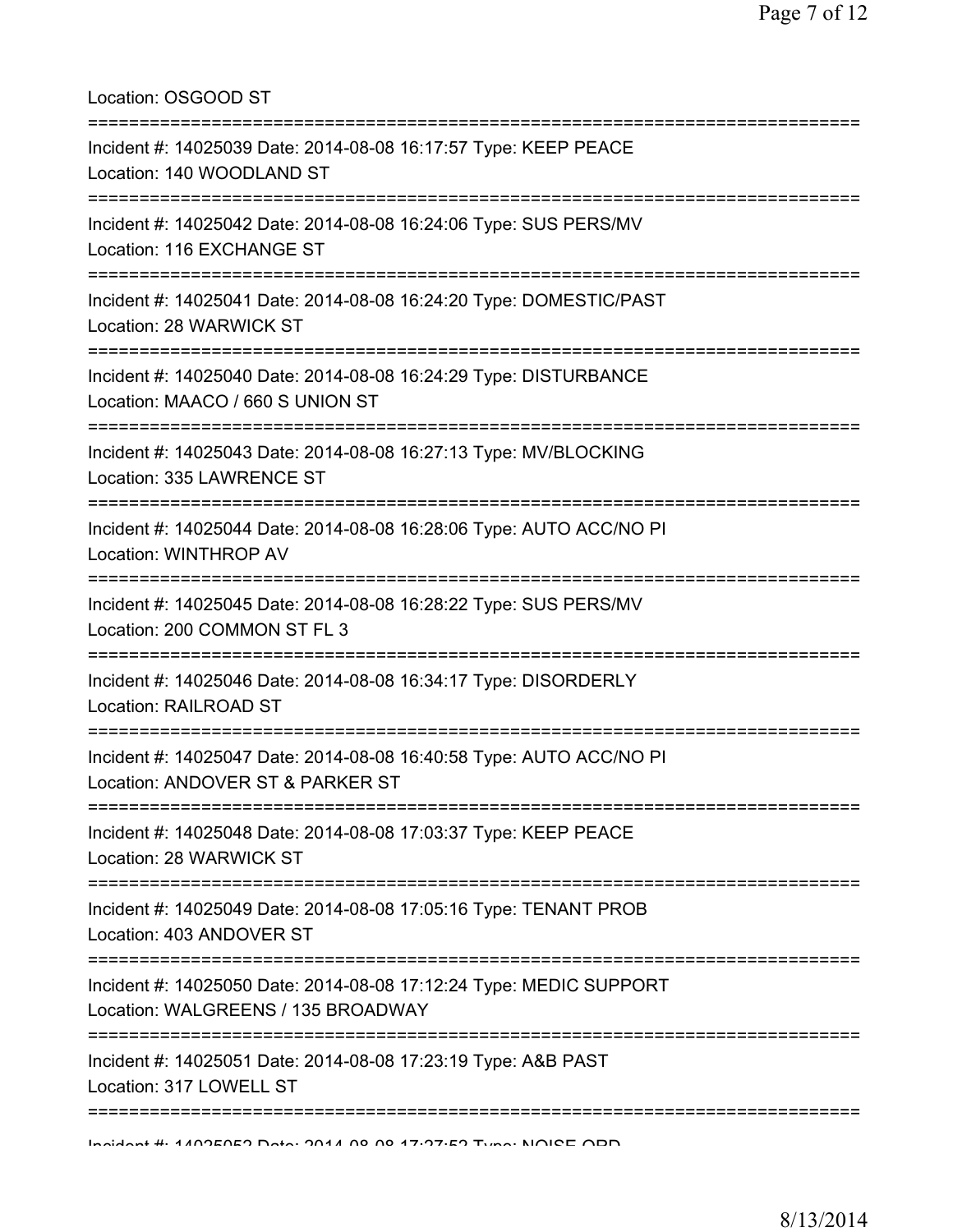Location: OSGOOD ST

===========================================================================

Incident #: 14025039 Date: 2014-08-08 16:17:57 Type: KEEP PEACE
Location: 140 WOODLAND ST

===========================================================================

Incident #: 14025042 Date: 2014-08-08 16:24:06 Type: SUS PERS/MV
Location: 116 EXCHANGE ST

===========================================================================

Incident #: 14025041 Date: 2014-08-08 16:24:20 Type: DOMESTIC/PAST
Location: 28 WARWICK ST

===========================================================================

Incident #: 14025040 Date: 2014-08-08 16:24:29 Type: DISTURBANCE
Location: MAACO / 660 S UNION ST

===========================================================================

Incident #: 14025043 Date: 2014-08-08 16:27:13 Type: MV/BLOCKING
Location: 335 LAWRENCE ST

===========================================================================

Incident #: 14025044 Date: 2014-08-08 16:28:06 Type: AUTO ACC/NO PI
Location: WINTHROP AV

===========================================================================

Incident #: 14025045 Date: 2014-08-08 16:28:22 Type: SUS PERS/MV
Location: 200 COMMON ST FL 3

===========================================================================

Incident #: 14025046 Date: 2014-08-08 16:34:17 Type: DISORDERLY
Location: RAILROAD ST

===========================================================================

Incident #: 14025047 Date: 2014-08-08 16:40:58 Type: AUTO ACC/NO PI
Location: ANDOVER ST & PARKER ST

===========================================================================

Incident #: 14025048 Date: 2014-08-08 17:03:37 Type: KEEP PEACE
Location: 28 WARWICK ST

===========================================================================

Incident #: 14025049 Date: 2014-08-08 17:05:16 Type: TENANT PROB
Location: 403 ANDOVER ST

===========================================================================

Incident #: 14025050 Date: 2014-08-08 17:12:24 Type: MEDIC SUPPORT
Location: WALGREENS / 135 BROADWAY

===========================================================================

Incident #: 14025051 Date: 2014-08-08 17:23:19 Type: A&B PAST
Location: 317 LOWELL ST

===========================================================================

Incident #: 14025052 Date: 2014-08-08 17:27:52 Type: NOISE ORD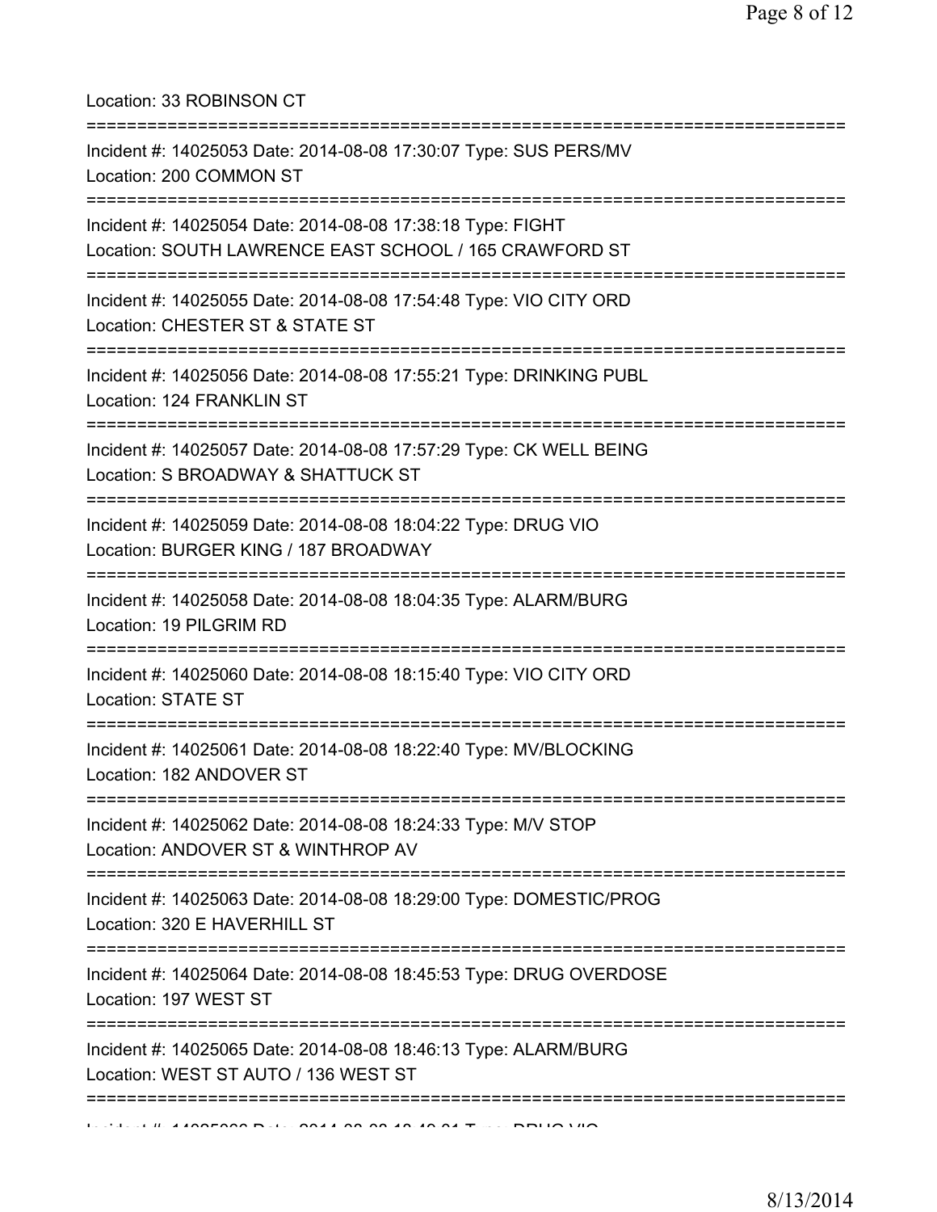Location: 33 ROBINSON CT

===========================================================================

Incident #: 14025053 Date: 2014-08-08 17:30:07 Type: SUS PERS/MV
Location: 200 COMMON ST

===========================================================================

Incident #: 14025054 Date: 2014-08-08 17:38:18 Type: FIGHT
Location: SOUTH LAWRENCE EAST SCHOOL / 165 CRAWFORD ST

===========================================================================

Incident #: 14025055 Date: 2014-08-08 17:54:48 Type: VIO CITY ORD
Location: CHESTER ST & STATE ST

===========================================================================

Incident #: 14025056 Date: 2014-08-08 17:55:21 Type: DRINKING PUBL
Location: 124 FRANKLIN ST

===========================================================================

Incident #: 14025057 Date: 2014-08-08 17:57:29 Type: CK WELL BEING
Location: S BROADWAY & SHATTUCK ST

===========================================================================

Incident #: 14025059 Date: 2014-08-08 18:04:22 Type: DRUG VIO
Location: BURGER KING / 187 BROADWAY

===========================================================================

Incident #: 14025058 Date: 2014-08-08 18:04:35 Type: ALARM/BURG
Location: 19 PILGRIM RD

===========================================================================

Incident #: 14025060 Date: 2014-08-08 18:15:40 Type: VIO CITY ORD
Location: STATE ST

===========================================================================

Incident #: 14025061 Date: 2014-08-08 18:22:40 Type: MV/BLOCKING
Location: 182 ANDOVER ST

===========================================================================

Incident #: 14025062 Date: 2014-08-08 18:24:33 Type: M/V STOP
Location: ANDOVER ST & WINTHROP AV

===========================================================================

Incident #: 14025063 Date: 2014-08-08 18:29:00 Type: DOMESTIC/PROG
Location: 320 E HAVERHILL ST

===========================================================================

Incident #: 14025064 Date: 2014-08-08 18:45:53 Type: DRUG OVERDOSE
Location: 197 WEST ST

===========================================================================

Incident #: 14025065 Date: 2014-08-08 18:46:13 Type: ALARM/BURG
Location: WEST ST AUTO / 136 WEST ST

===========================================================================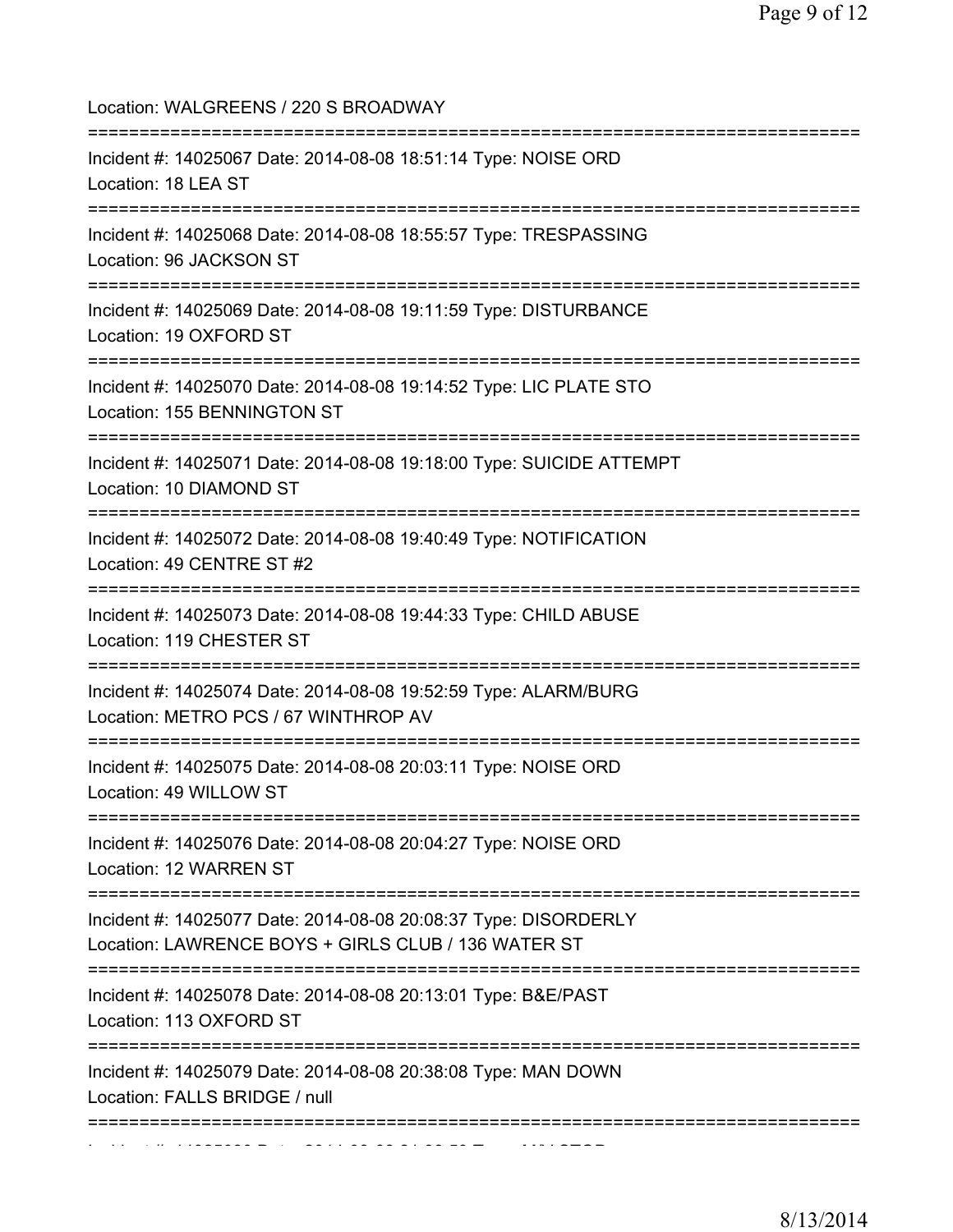Location: WALGREENS / 220 S BROADWAY

===========================================================================

Incident #: 14025067 Date: 2014-08-08 18:51:14 Type: NOISE ORD
Location: 18 LEA ST

===========================================================================

Incident #: 14025068 Date: 2014-08-08 18:55:57 Type: TRESPASSING
Location: 96 JACKSON ST

===========================================================================

Incident #: 14025069 Date: 2014-08-08 19:11:59 Type: DISTURBANCE
Location: 19 OXFORD ST

===========================================================================

Incident #: 14025070 Date: 2014-08-08 19:14:52 Type: LIC PLATE STO
Location: 155 BENNINGTON ST

===========================================================================

Incident #: 14025071 Date: 2014-08-08 19:18:00 Type: SUICIDE ATTEMPT
Location: 10 DIAMOND ST

===========================================================================

Incident #: 14025072 Date: 2014-08-08 19:40:49 Type: NOTIFICATION
Location: 49 CENTRE ST #2

===========================================================================

Incident #: 14025073 Date: 2014-08-08 19:44:33 Type: CHILD ABUSE
Location: 119 CHESTER ST

===========================================================================

Incident #: 14025074 Date: 2014-08-08 19:52:59 Type: ALARM/BURG
Location: METRO PCS / 67 WINTHROP AV

===========================================================================

Incident #: 14025075 Date: 2014-08-08 20:03:11 Type: NOISE ORD
Location: 49 WILLOW ST

===========================================================================

Incident #: 14025076 Date: 2014-08-08 20:04:27 Type: NOISE ORD
Location: 12 WARREN ST

===========================================================================

Incident #: 14025077 Date: 2014-08-08 20:08:37 Type: DISORDERLY
Location: LAWRENCE BOYS + GIRLS CLUB / 136 WATER ST

===========================================================================

Incident #: 14025078 Date: 2014-08-08 20:13:01 Type: B&E/PAST
Location: 113 OXFORD ST

===========================================================================

Incident #: 14025079 Date: 2014-08-08 20:38:08 Type: MAN DOWN
Location: FALLS BRIDGE / null

===========================================================================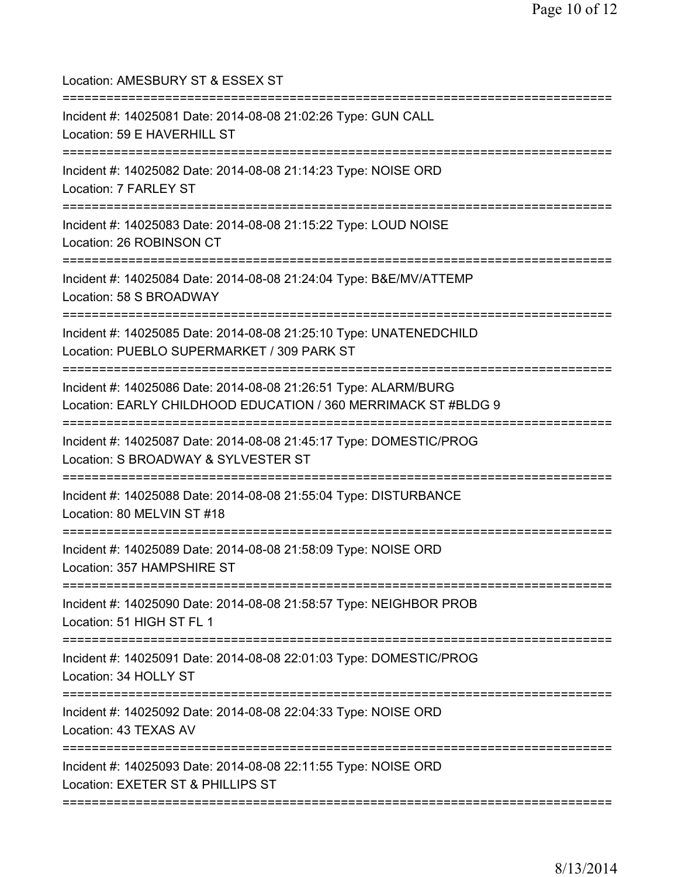Location: AMESBURY ST & ESSEX ST

===========================================================================

Incident #: 14025081 Date: 2014-08-08 21:02:26 Type: GUN CALL
Location: 59 E HAVERHILL ST

===========================================================================

Incident #: 14025082 Date: 2014-08-08 21:14:23 Type: NOISE ORD
Location: 7 FARLEY ST

===========================================================================

Incident #: 14025083 Date: 2014-08-08 21:15:22 Type: LOUD NOISE
Location: 26 ROBINSON CT

===========================================================================

Incident #: 14025084 Date: 2014-08-08 21:24:04 Type: B&E/MV/ATTEMP
Location: 58 S BROADWAY

===========================================================================

Incident #: 14025085 Date: 2014-08-08 21:25:10 Type: UNATENEDCHILD
Location: PUEBLO SUPERMARKET / 309 PARK ST

===========================================================================

Incident #: 14025086 Date: 2014-08-08 21:26:51 Type: ALARM/BURG
Location: EARLY CHILDHOOD EDUCATION / 360 MERRIMACK ST #BLDG 9

===========================================================================

Incident #: 14025087 Date: 2014-08-08 21:45:17 Type: DOMESTIC/PROG
Location: S BROADWAY & SYLVESTER ST

===========================================================================

Incident #: 14025088 Date: 2014-08-08 21:55:04 Type: DISTURBANCE
Location: 80 MELVIN ST #18

===========================================================================

Incident #: 14025089 Date: 2014-08-08 21:58:09 Type: NOISE ORD
Location: 357 HAMPSHIRE ST

===========================================================================

Incident #: 14025090 Date: 2014-08-08 21:58:57 Type: NEIGHBOR PROB
Location: 51 HIGH ST FL 1

===========================================================================

Incident #: 14025091 Date: 2014-08-08 22:01:03 Type: DOMESTIC/PROG
Location: 34 HOLLY ST

===========================================================================

Incident #: 14025092 Date: 2014-08-08 22:04:33 Type: NOISE ORD
Location: 43 TEXAS AV

===========================================================================

Incident #: 14025093 Date: 2014-08-08 22:11:55 Type: NOISE ORD
Location: EXETER ST & PHILLIPS ST

===========================================================================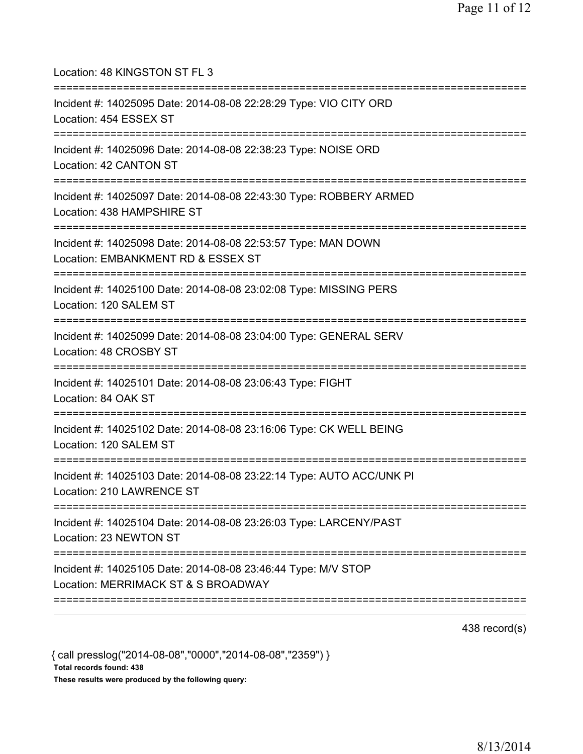Location: 48 KINGSTON ST FL 3

===========================================================================

Incident #: 14025095 Date: 2014-08-08 22:28:29 Type: VIO CITY ORD
Location: 454 ESSEX ST

===========================================================================

Incident #: 14025096 Date: 2014-08-08 22:38:23 Type: NOISE ORD
Location: 42 CANTON ST

===========================================================================

Incident #: 14025097 Date: 2014-08-08 22:43:30 Type: ROBBERY ARMED
Location: 438 HAMPSHIRE ST

===========================================================================

Incident #: 14025098 Date: 2014-08-08 22:53:57 Type: MAN DOWN
Location: EMBANKMENT RD & ESSEX ST

===========================================================================

Incident #: 14025100 Date: 2014-08-08 23:02:08 Type: MISSING PERS
Location: 120 SALEM ST

===========================================================================

Incident #: 14025099 Date: 2014-08-08 23:04:00 Type: GENERAL SERV
Location: 48 CROSBY ST

===========================================================================

Incident #: 14025101 Date: 2014-08-08 23:06:43 Type: FIGHT
Location: 84 OAK ST

===========================================================================

Incident #: 14025102 Date: 2014-08-08 23:16:06 Type: CK WELL BEING
Location: 120 SALEM ST

===========================================================================

Incident #: 14025103 Date: 2014-08-08 23:22:14 Type: AUTO ACC/UNK PI
Location: 210 LAWRENCE ST

===========================================================================

Incident #: 14025104 Date: 2014-08-08 23:26:03 Type: LARCENY/PAST
Location: 23 NEWTON ST

===========================================================================

Incident #: 14025105 Date: 2014-08-08 23:46:44 Type: M/V STOP
Location: MERRIMACK ST & S BROADWAY

===========================================================================

438 record(s)

{ call presslog("2014-08-08","0000","2014-08-08","2359") }

**Total records found: 438**

**These results were produced by the following query:**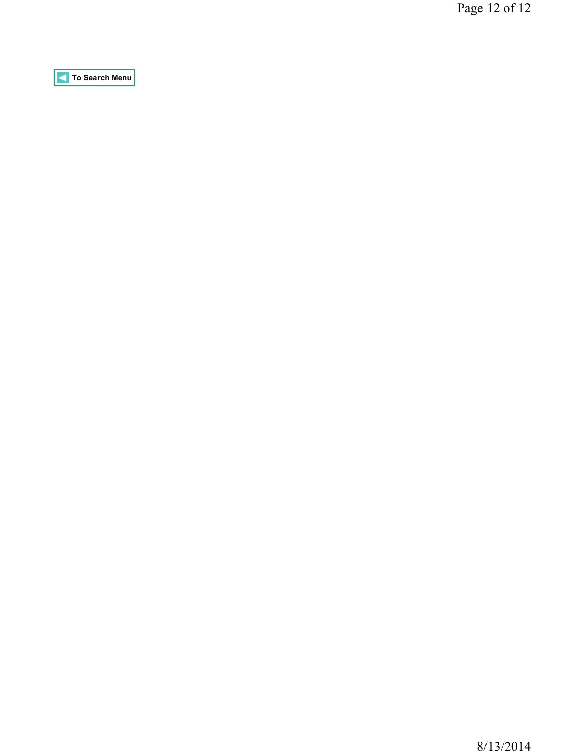To Search Menu